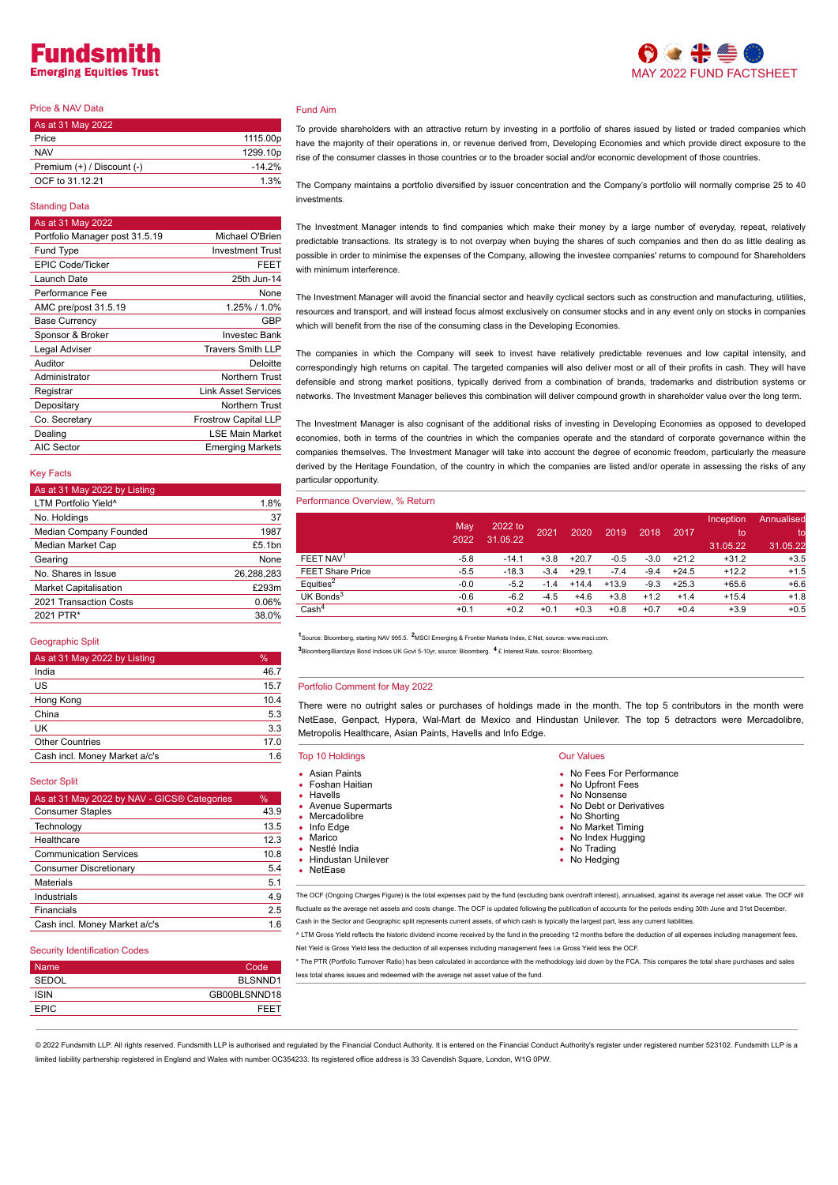# Fundsmith
## Emerging Equities Trust

MAY 2022 FUND FACTSHEET

### Price & NAV Data

| As at 31 May 2022 | |
|---|---|
| Price | 1115.00p |
| NAV | 1299.10p |
| Premium (+) / Discount (-) | -14.2% |
| OCF to 31.12.21 | 1.3% |

### Standing Data

| As at 31 May 2022 | |
|---|---|
| Portfolio Manager post 31.5.19 | Michael O'Brien |
| Fund Type | Investment Trust |
| EPIC Code/Ticker | FEET |
| Launch Date | 25th Jun-14 |
| Performance Fee | None |
| AMC pre/post 31.5.19 | 1.25% / 1.0% |
| Base Currency | GBP |
| Sponsor & Broker | Investec Bank |
| Legal Adviser | Travers Smith LLP |
| Auditor | Deloitte |
| Administrator | Northern Trust |
| Registrar | Link Asset Services |
| Depositary | Northern Trust |
| Co. Secretary | Frostrow Capital LLP |
| Dealing | LSE Main Market |
| AIC Sector | Emerging Markets |

### Key Facts

| As at 31 May 2022 by Listing | |
|---|---|
| LTM Portfolio Yield^ | 1.8% |
| No. Holdings | 37 |
| Median Company Founded | 1987 |
| Median Market Cap | £5.1bn |
| Gearing | None |
| No. Shares in Issue | 26,288,283 |
| Market Capitalisation | £293m |
| 2021 Transaction Costs | 0.06% |
| 2021 PTR* | 38.0% |

### Geographic Split

| As at 31 May 2022 by Listing | % |
|---|---|
| India | 46.7 |
| US | 15.7 |
| Hong Kong | 10.4 |
| China | 5.3 |
| UK | 3.3 |
| Other Countries | 17.0 |
| Cash incl. Money Market a/c's | 1.6 |

### Sector Split

| As at 31 May 2022 by NAV - GICS® Categories | % |
|---|---|
| Consumer Staples | 43.9 |
| Technology | 13.5 |
| Healthcare | 12.3 |
| Communication Services | 10.8 |
| Consumer Discretionary | 5.4 |
| Materials | 5.1 |
| Industrials | 4.9 |
| Financials | 2.5 |
| Cash incl. Money Market a/c's | 1.6 |

### Security Identification Codes

| Name | Code |
|---|---|
| SEDOL | BLSNND1 |
| ISIN | GB00BLSNND18 |
| EPIC | FEET |

### Fund Aim

To provide shareholders with an attractive return by investing in a portfolio of shares issued by listed or traded companies which have the majority of their operations in, or revenue derived from, Developing Economies and which provide direct exposure to the rise of the consumer classes in those countries or to the broader social and/or economic development of those countries.

The Company maintains a portfolio diversified by issuer concentration and the Company's portfolio will normally comprise 25 to 40 investments.

The Investment Manager intends to find companies which make their money by a large number of everyday, repeat, relatively predictable transactions. Its strategy is to not overpay when buying the shares of such companies and then do as little dealing as possible in order to minimise the expenses of the Company, allowing the investee companies' returns to compound for Shareholders with minimum interference.

The Investment Manager will avoid the financial sector and heavily cyclical sectors such as construction and manufacturing, utilities, resources and transport, and will instead focus almost exclusively on consumer stocks and in any event only on stocks in companies which will benefit from the rise of the consuming class in the Developing Economies.

The companies in which the Company will seek to invest have relatively predictable revenues and low capital intensity, and correspondingly high returns on capital. The targeted companies will also deliver most or all of their profits in cash. They will have defensible and strong market positions, typically derived from a combination of brands, trademarks and distribution systems or networks. The Investment Manager believes this combination will deliver compound growth in shareholder value over the long term.

The Investment Manager is also cognisant of the additional risks of investing in Developing Economies as opposed to developed economies, both in terms of the countries in which the companies operate and the standard of corporate governance within the companies themselves. The Investment Manager will take into account the degree of economic freedom, particularly the measure derived by the Heritage Foundation, of the country in which the companies are listed and/or operate in assessing the risks of any particular opportunity.

### Performance Overview, % Return

| | May 2022 | 2022 to 31.05.22 | 2021 | 2020 | 2019 | 2018 | 2017 | Inception to 31.05.22 | Annualised to 31.05.22 |
|---|---|---|---|---|---|---|---|---|---|
| FEET NAV[1] | -5.8 | -14.1 | +3.8 | +20.7 | -0.5 | -3.0 | +21.2 | +31.2 | +3.5 |
| FEET Share Price | -5.5 | -18.3 | -3.4 | +29.1 | -7.4 | -9.4 | +24.5 | +12.2 | +1.5 |
| Equities[2] | -0.0 | -5.2 | -1.4 | +14.4 | +13.9 | -9.3 | +25.3 | +65.6 | +6.6 |
| UK Bonds[3] | -0.6 | -6.2 | -4.5 | +4.6 | +3.8 | +1.2 | +1.4 | +15.4 | +1.8 |
| Cash[4] | +0.1 | +0.2 | +0.1 | +0.3 | +0.8 | +0.7 | +0.4 | +3.9 | +0.5 |

[1]Source: Bloomberg, starting NAV 995.5. [2]MSCI Emerging & Frontier Markets Index, £ Net, source: www.msci.com.
[3]Bloomberg/Barclays Bond Indices UK Govt 5-10yr, source: Bloomberg. [4]£ Interest Rate, source: Bloomberg.

### Portfolio Comment for May 2022

There were no outright sales or purchases of holdings made in the month. The top 5 contributors in the month were NetEase, Genpact, Hypera, Wal-Mart de Mexico and Hindustan Unilever. The top 5 detractors were Mercadolibre, Metropolis Healthcare, Asian Paints, Havells and Info Edge.

### Top 10 Holdings

- Asian Paints
- Foshan Haitian
- Havells
- Avenue Supermarts
- Mercadolibre
- Info Edge
- Marico
- Nestlé India
- Hindustan Unilever
- NetEase

### Our Values

- No Fees For Performance
- No Upfront Fees
- No Nonsense
- No Debt or Derivatives
- No Shorting
- No Market Timing
- No Index Hugging
- No Trading
- No Hedging

The OCF (Ongoing Charges Figure) is the total expenses paid by the fund (excluding bank overdraft interest), annualised, against its average net asset value. The OCF will fluctuate as the average net assets and costs change. The OCF is updated following the publication of accounts for the periods ending 30th June and 31st December. Cash in the Sector and Geographic split represents current assets, of which cash is typically the largest part, less any current liabilities.

^ LTM Gross Yield reflects the historic dividend income received by the fund in the preceding 12 months before the deduction of all expenses including management fees. Net Yield is Gross Yield less the deduction of all expenses including management fees i.e Gross Yield less the OCF.

* The PTR (Portfolio Turnover Ratio) has been calculated in accordance with the methodology laid down by the FCA. This compares the total share purchases and sales less total shares issues and redeemed with the average net asset value of the fund.

© 2022 Fundsmith LLP. All rights reserved. Fundsmith LLP is authorised and regulated by the Financial Conduct Authority. It is entered on the Financial Conduct Authority's register under registered number 523102. Fundsmith LLP is a limited liability partnership registered in England and Wales with number OC354233. Its registered office address is 33 Cavendish Square, London, W1G 0PW.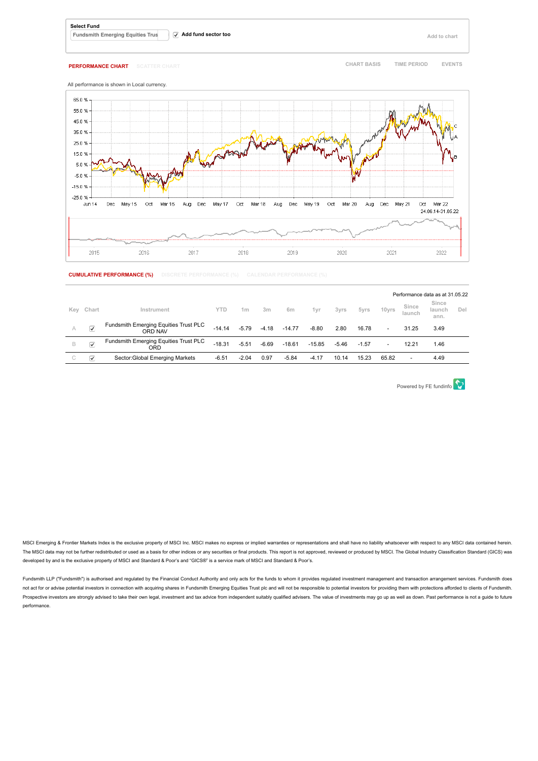Select Fund

Fundsmith Emerging Equities Trus

Add fund sector too

Add to chart

PERFORMANCE CHART SCATTER CHART

CHART BASIS TIME PERIOD EVENTS

All performance is shown in Local currency.

65.0 %
55.0 %
45.0 %
35.0 %
25.0 %
15.0 %
5.0 %
-5.0 %
-15.0 %
-25.0 %

Jun 14 Dec May 15 Oct Mar 16 Aug Dec May 17 Oct Mar 18 Aug Dec May 19 Oct Mar 20 Aug Dec May 21 Oct Mar 22

C
A
B

24.06.14-31.05.22

2015 2016 2017 2018 2019 2020 2021 2022

CUMULATIVE PERFORMANCE (%) DISCRETE PERFORMANCE (%) CALENDAR PERFORMANCE (%)

Performance data as at 31.05.22

| Key | Chart | Instrument | YTD | 1m | 3m | 6m | 1yr | 3yrs | 5yrs | 10yrs | Since launch | Since launch ann. | Del |
|---|---|---|---|---|---|---|---|---|---|---|---|---|---|
| A | ✓ | Fundsmith Emerging Equities Trust PLC ORD NAV | -14.14 | -5.79 | -4.18 | -14.77 | -8.80 | 2.80 | 16.78 | - | 31.25 | 3.49 | |
| B | ✓ | Fundsmith Emerging Equities Trust PLC ORD | -18.31 | -5.51 | -6.69 | -18.61 | -15.85 | -5.46 | -1.57 | - | 12.21 | 1.46 | |
| C | ✓ | Sector:Global Emerging Markets | -6.51 | -2.04 | 0.97 | -5.84 | -4.17 | 10.14 | 15.23 | 65.82 | - | 4.49 | |

Powered by FE fundinfo

MSCI Emerging & Frontier Markets Index is the exclusive property of MSCI Inc. MSCI makes no express or implied warranties or representations and shall have no liability whatsoever with respect to any MSCI data contained herein. The MSCI data may not be further redistributed or used as a basis for other indices or any securities or final products. This report is not approved, reviewed or produced by MSCI. The Global Industry Classification Standard (GICS) was developed by and is the exclusive property of MSCI and Standard & Poor's and "GICS®" is a service mark of MSCI and Standard & Poor's.

Fundsmith LLP ("Fundsmith") is authorised and regulated by the Financial Conduct Authority and only acts for the funds to whom it provides regulated investment management and transaction arrangement services. Fundsmith does not act for or advise potential investors in connection with acquiring shares in Fundsmith Emerging Equities Trust plc and will not be responsible to potential investors for providing them with protections afforded to clients of Fundsmith. Prospective investors are strongly advised to take their own legal, investment and tax advice from independent suitably qualified advisers. The value of investments may go up as well as down. Past performance is not a guide to future performance.